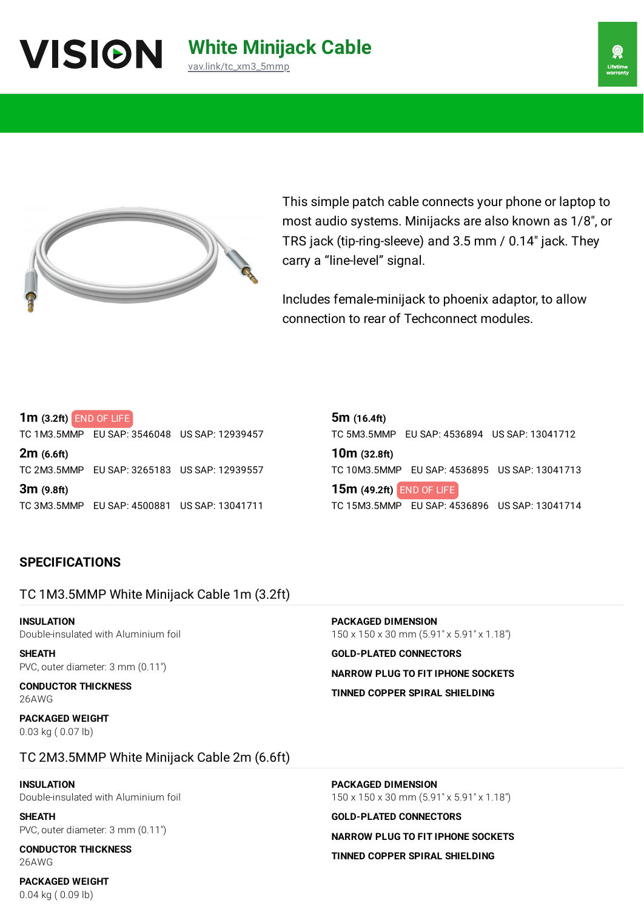# White Minijack Cable

vav.link/tc_xm3_5mmp

Lifetime warranty

This simple patch cable connects your phone or laptop to most audio systems. Minijacks are also known as 1/8", or TRS jack (tip-ring-sleeve) and 3.5 mm / 0.14" jack. They carry a "line-level" signal.

Includes female-minijack to phoenix adaptor, to allow connection to rear of Techconnect modules.

**1m** (3.2ft) END OF LIFE
TC 1M3.5MMP EU SAP: 3546048 US SAP: 12939457

**2m** (6.6ft)
TC 2M3.5MMP EU SAP: 3265183 US SAP: 12939557

**3m** (9.8ft)
TC 3M3.5MMP EU SAP: 4500881 US SAP: 13041711

**5m** (16.4ft)
TC 5M3.5MMP EU SAP: 4536894 US SAP: 13041712

**10m** (32.8ft)
TC 10M3.5MMP EU SAP: 4536895 US SAP: 13041713

**15m** (49.2ft) END OF LIFE
TC 15M3.5MMP EU SAP: 4536896 US SAP: 13041714

## SPECIFICATIONS

### TC 1M3.5MMP White Minijack Cable 1m (3.2ft)

**INSULATION**
Double-insulated with Aluminium foil

**SHEATH**
PVC, outer diameter: 3 mm (0.11")

**CONDUCTOR THICKNESS**
26AWG

**PACKAGED WEIGHT**
0.03 kg ( 0.07 lb)

**PACKAGED DIMENSION**
150 x 150 x 30 mm (5.91" x 5.91" x 1.18")

**GOLD-PLATED CONNECTORS**

**NARROW PLUG TO FIT IPHONE SOCKETS**

**TINNED COPPER SPIRAL SHIELDING**

### TC 2M3.5MMP White Minijack Cable 2m (6.6ft)

**INSULATION**
Double-insulated with Aluminium foil

**SHEATH**
PVC, outer diameter: 3 mm (0.11")

**CONDUCTOR THICKNESS**
26AWG

**PACKAGED WEIGHT**
0.04 kg ( 0.09 lb)

**PACKAGED DIMENSION**
150 x 150 x 30 mm (5.91" x 5.91" x 1.18")

**GOLD-PLATED CONNECTORS**

**NARROW PLUG TO FIT IPHONE SOCKETS**

**TINNED COPPER SPIRAL SHIELDING**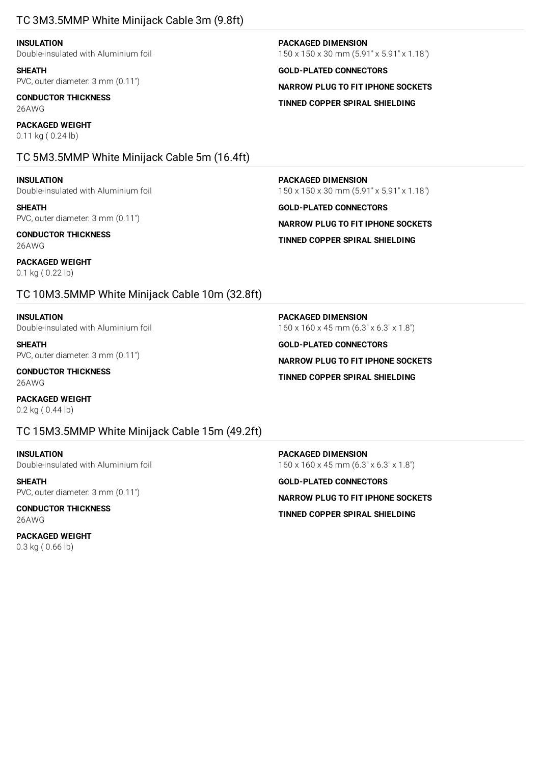## TC 3M3.5MMP White Minijack Cable 3m (9.8ft)

**INSULATION**
Double-insulated with Aluminium foil

**SHEATH**
PVC, outer diameter: 3 mm (0.11")

**CONDUCTOR THICKNESS**
26AWG

**PACKAGED WEIGHT**
0.11 kg ( 0.24 lb)

**PACKAGED DIMENSION**
150 x 150 x 30 mm (5.91" x 5.91" x 1.18")

**GOLD-PLATED CONNECTORS**

**NARROW PLUG TO FIT IPHONE SOCKETS**

**TINNED COPPER SPIRAL SHIELDING**

## TC 5M3.5MMP White Minijack Cable 5m (16.4ft)

**INSULATION**
Double-insulated with Aluminium foil

**SHEATH**
PVC, outer diameter: 3 mm (0.11")

**CONDUCTOR THICKNESS**
26AWG

**PACKAGED WEIGHT**
0.1 kg ( 0.22 lb)

**PACKAGED DIMENSION**
150 x 150 x 30 mm (5.91" x 5.91" x 1.18")

**GOLD-PLATED CONNECTORS**

**NARROW PLUG TO FIT IPHONE SOCKETS**

**TINNED COPPER SPIRAL SHIELDING**

## TC 10M3.5MMP White Minijack Cable 10m (32.8ft)

**INSULATION**
Double-insulated with Aluminium foil

**SHEATH**
PVC, outer diameter: 3 mm (0.11")

**CONDUCTOR THICKNESS**
26AWG

**PACKAGED WEIGHT**
0.2 kg ( 0.44 lb)

**PACKAGED DIMENSION**
160 x 160 x 45 mm (6.3" x 6.3" x 1.8")

**GOLD-PLATED CONNECTORS**

**NARROW PLUG TO FIT IPHONE SOCKETS**

**TINNED COPPER SPIRAL SHIELDING**

## TC 15M3.5MMP White Minijack Cable 15m (49.2ft)

**INSULATION**
Double-insulated with Aluminium foil

**SHEATH**
PVC, outer diameter: 3 mm (0.11")

**CONDUCTOR THICKNESS**
26AWG

**PACKAGED WEIGHT**
0.3 kg ( 0.66 lb)

**PACKAGED DIMENSION**
160 x 160 x 45 mm (6.3" x 6.3" x 1.8")

**GOLD-PLATED CONNECTORS**

**NARROW PLUG TO FIT IPHONE SOCKETS**

**TINNED COPPER SPIRAL SHIELDING**